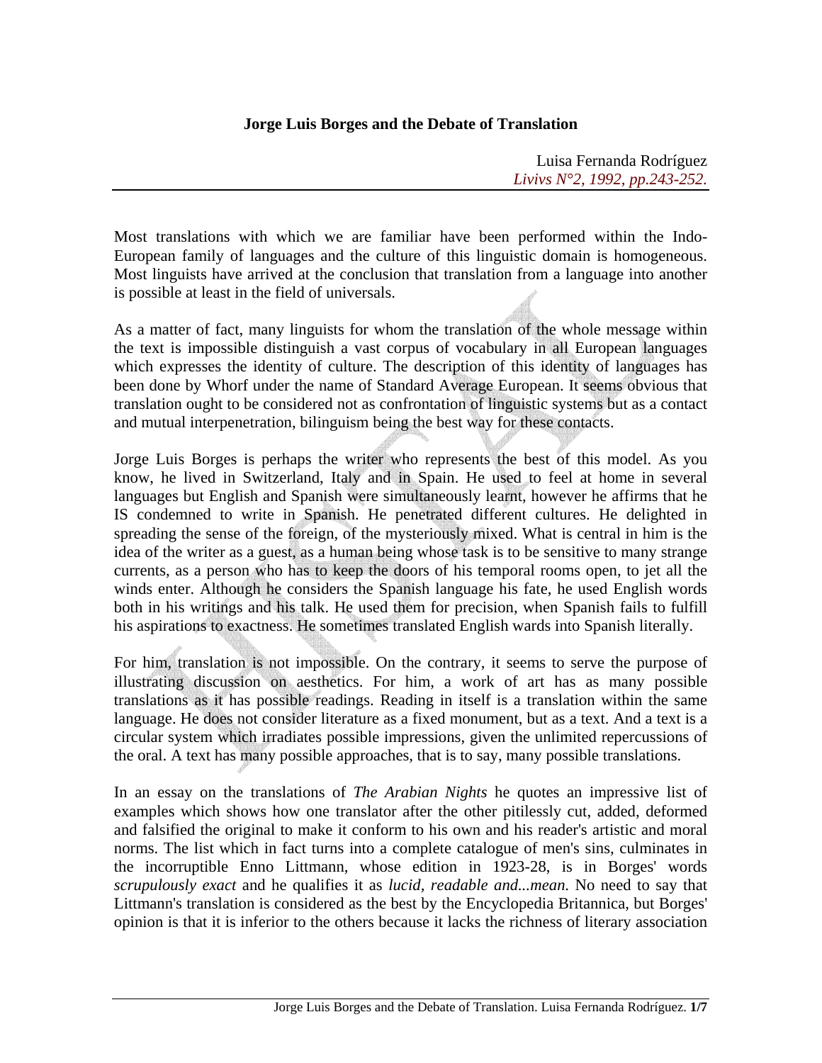# Jorge Luis Borges and the Debate of Translation

Luisa Fernanda Rodríguez
*Livivs N°2, 1992, pp.243-252.*

Most translations with which we are familiar have been performed within the Indo-European family of languages and the culture of this linguistic domain is homogeneous. Most linguists have arrived at the conclusion that translation from a language into another is possible at least in the field of universals.

As a matter of fact, many linguists for whom the translation of the whole message within the text is impossible distinguish a vast corpus of vocabulary in all European languages which expresses the identity of culture. The description of this identity of languages has been done by Whorf under the name of Standard Average European. It seems obvious that translation ought to be considered not as confrontation of linguistic systems but as a contact and mutual interpenetration, bilinguism being the best way for these contacts.

Jorge Luis Borges is perhaps the writer who represents the best of this model. As you know, he lived in Switzerland, Italy and in Spain. He used to feel at home in several languages but English and Spanish were simultaneously learnt, however he affirms that he IS condemned to write in Spanish. He penetrated different cultures. He delighted in spreading the sense of the foreign, of the mysteriously mixed. What is central in him is the idea of the writer as a guest, as a human being whose task is to be sensitive to many strange currents, as a person who has to keep the doors of his temporal rooms open, to jet all the winds enter. Although he considers the Spanish language his fate, he used English words both in his writings and his talk. He used them for precision, when Spanish fails to fulfill his aspirations to exactness. He sometimes translated English wards into Spanish literally.

For him, translation is not impossible. On the contrary, it seems to serve the purpose of illustrating discussion on aesthetics. For him, a work of art has as many possible translations as it has possible readings. Reading in itself is a translation within the same language. He does not consider literature as a fixed monument, but as a text. And a text is a circular system which irradiates possible impressions, given the unlimited repercussions of the oral. A text has many possible approaches, that is to say, many possible translations.

In an essay on the translations of *The Arabian Nights* he quotes an impressive list of examples which shows how one translator after the other pitilessly cut, added, deformed and falsified the original to make it conform to his own and his reader's artistic and moral norms. The list which in fact turns into a complete catalogue of men's sins, culminates in the incorruptible Enno Littmann, whose edition in 1923-28, is in Borges' words *scrupulously exact* and he qualifies it as *lucid, readable and...mean.* No need to say that Littmann's translation is considered as the best by the Encyclopedia Britannica, but Borges' opinion is that it is inferior to the others because it lacks the richness of literary association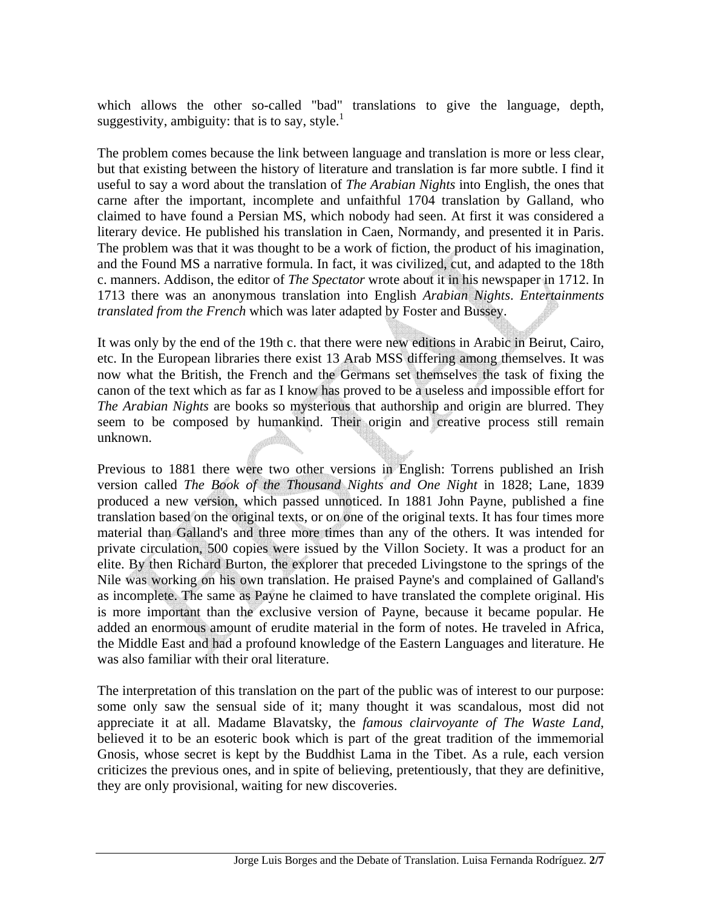which allows the other so-called "bad" translations to give the language, depth, suggestivity, ambiguity: that is to say, style.[1]

The problem comes because the link between language and translation is more or less clear, but that existing between the history of literature and translation is far more subtle. I find it useful to say a word about the translation of *The Arabian Nights* into English, the ones that carne after the important, incomplete and unfaithful 1704 translation by Galland, who claimed to have found a Persian MS, which nobody had seen. At first it was considered a literary device. He published his translation in Caen, Normandy, and presented it in Paris. The problem was that it was thought to be a work of fiction, the product of his imagination, and the Found MS a narrative formula. In fact, it was civilized, cut, and adapted to the 18th c. manners. Addison, the editor of *The Spectator* wrote about it in his newspaper in 1712. In 1713 there was an anonymous translation into English *Arabian Nights*. *Entertainments translated from the French* which was later adapted by Foster and Bussey.

It was only by the end of the 19th c. that there were new editions in Arabic in Beirut, Cairo, etc. In the European libraries there exist 13 Arab MSS differing among themselves. It was now what the British, the French and the Germans set themselves the task of fixing the canon of the text which as far as I know has proved to be a useless and impossible effort for *The Arabian Nights* are books so mysterious that authorship and origin are blurred. They seem to be composed by humankind. Their origin and creative process still remain unknown.

Previous to 1881 there were two other versions in English: Torrens published an Irish version called *The Book of the Thousand Nights and One Night* in 1828; Lane, 1839 produced a new version, which passed unnoticed. In 1881 John Payne, published a fine translation based on the original texts, or on one of the original texts. It has four times more material than Galland's and three more times than any of the others. It was intended for private circulation, 500 copies were issued by the Villon Society. It was a product for an elite. By then Richard Burton, the explorer that preceded Livingstone to the springs of the Nile was working on his own translation. He praised Payne's and complained of Galland's as incomplete. The same as Payne he claimed to have translated the complete original. His is more important than the exclusive version of Payne, because it became popular. He added an enormous amount of erudite material in the form of notes. He traveled in Africa, the Middle East and had a profound knowledge of the Eastern Languages and literature. He was also familiar with their oral literature.

The interpretation of this translation on the part of the public was of interest to our purpose: some only saw the sensual side of it; many thought it was scandalous, most did not appreciate it at all. Madame Blavatsky, the *famous clairvoyante of The Waste Land*, believed it to be an esoteric book which is part of the great tradition of the immemorial Gnosis, whose secret is kept by the Buddhist Lama in the Tibet. As a rule, each version criticizes the previous ones, and in spite of believing, pretentiously, that they are definitive, they are only provisional, waiting for new discoveries.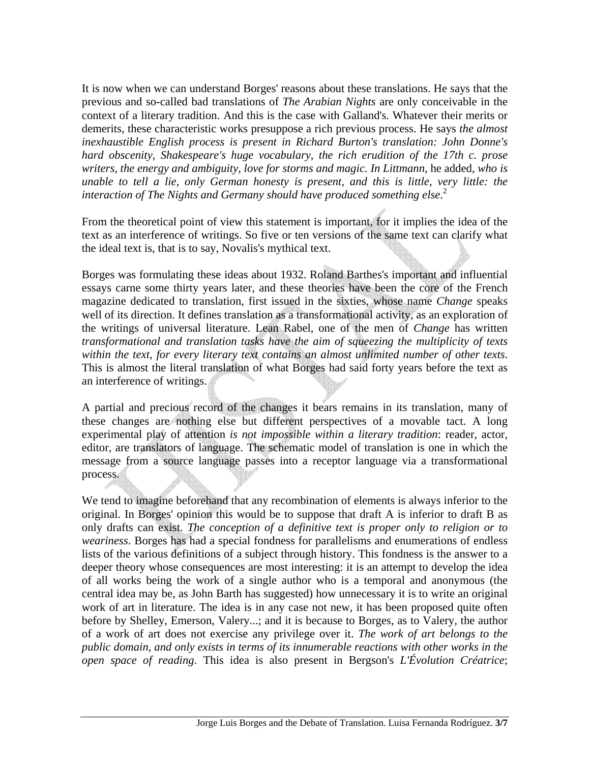It is now when we can understand Borges' reasons about these translations. He says that the previous and so-called bad translations of *The Arabian Nights* are only conceivable in the context of a literary tradition. And this is the case with Galland's. Whatever their merits or demerits, these characteristic works presuppose a rich previous process. He says *the almost inexhaustible English process is present in Richard Burton's translation: John Donne's hard obscenity, Shakespeare's huge vocabulary, the rich erudition of the 17th c. prose writers, the energy and ambiguity, love for storms and magic. In Littmann*, he added, *who is unable to tell a lie, only German honesty is present, and this is little, very little: the interaction of The Nights and Germany should have produced something else*.[2]

From the theoretical point of view this statement is important, for it implies the idea of the text as an interference of writings. So five or ten versions of the same text can clarify what the ideal text is, that is to say, Novalis's mythical text.

Borges was formulating these ideas about 1932. Roland Barthes's important and influential essays carne some thirty years later, and these theories have been the core of the French magazine dedicated to translation, first issued in the sixties, whose name *Change* speaks well of its direction. It defines translation as a transformational activity, as an exploration of the writings of universal literature. Lean Rabel, one of the men of *Change* has written *transformational and translation tasks have the aim of squeezing the multiplicity of texts within the text, for every literary text contains an almost unlimited number of other texts*. This is almost the literal translation of what Borges had said forty years before the text as an interference of writings.

A partial and precious record of the changes it bears remains in its translation, many of these changes are nothing else but different perspectives of a movable tact. A long experimental play of attention *is not impossible within a literary tradition*: reader, actor, editor, are translators of language. The schematic model of translation is one in which the message from a source language passes into a receptor language via a transformational process.

We tend to imagine beforehand that any recombination of elements is always inferior to the original. In Borges' opinion this would be to suppose that draft A is inferior to draft B as only drafts can exist. *The conception of a definitive text is proper only to religion or to weariness*. Borges has had a special fondness for parallelisms and enumerations of endless lists of the various definitions of a subject through history. This fondness is the answer to a deeper theory whose consequences are most interesting: it is an attempt to develop the idea of all works being the work of a single author who is a temporal and anonymous (the central idea may be, as John Barth has suggested) how unnecessary it is to write an original work of art in literature. The idea is in any case not new, it has been proposed quite often before by Shelley, Emerson, Valery...; and it is because to Borges, as to Valery, the author of a work of art does not exercise any privilege over it. *The work of art belongs to the public domain, and only exists in terms of its innumerable reactions with other works in the open space of reading*. This idea is also present in Bergson's *L'Évolution Créatrice*;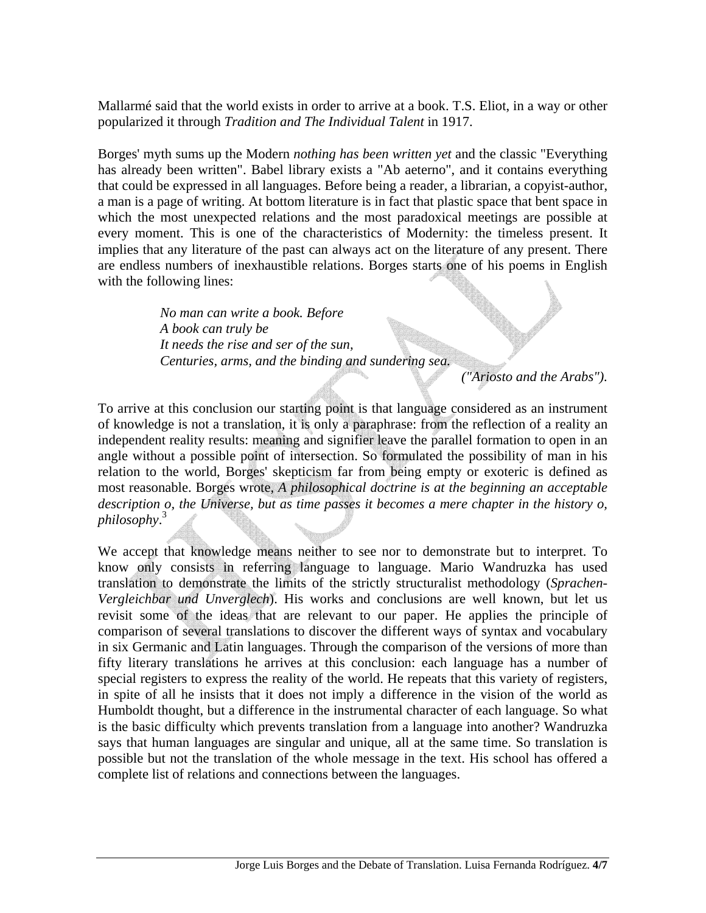Mallarmé said that the world exists in order to arrive at a book. T.S. Eliot, in a way or other popularized it through *Tradition and The Individual Talent* in 1917.

Borges' myth sums up the Modern *nothing has been written yet* and the classic "Everything has already been written". Babel library exists a "Ab aeterno", and it contains everything that could be expressed in all languages. Before being a reader, a librarian, a copyist-author, a man is a page of writing. At bottom literature is in fact that plastic space that bent space in which the most unexpected relations and the most paradoxical meetings are possible at every moment. This is one of the characteristics of Modernity: the timeless present. It implies that any literature of the past can always act on the literature of any present. There are endless numbers of inexhaustible relations. Borges starts one of his poems in English with the following lines:

> *No man can write a book. Before*
> *A book can truly be*
> *It needs the rise and ser of the sun,*
> *Centuries, arms, and the binding and sundering sea.*
>
> *("Ariosto and the Arabs").*

To arrive at this conclusion our starting point is that language considered as an instrument of knowledge is not a translation, it is only a paraphrase: from the reflection of a reality an independent reality results: meaning and signifier leave the parallel formation to open in an angle without a possible point of intersection. So formulated the possibility of man in his relation to the world, Borges' skepticism far from being empty or exoteric is defined as most reasonable. Borges wrote, *A philosophical doctrine is at the beginning an acceptable description o, the Universe, but as time passes it becomes a mere chapter in the history o, philosophy*.[3]

We accept that knowledge means neither to see nor to demonstrate but to interpret. To know only consists in referring language to language. Mario Wandruzka has used translation to demonstrate the limits of the strictly structuralist methodology (*Sprachen-Vergleichbar und Unverglech*). His works and conclusions are well known, but let us revisit some of the ideas that are relevant to our paper. He applies the principle of comparison of several translations to discover the different ways of syntax and vocabulary in six Germanic and Latin languages. Through the comparison of the versions of more than fifty literary translations he arrives at this conclusion: each language has a number of special registers to express the reality of the world. He repeats that this variety of registers, in spite of all he insists that it does not imply a difference in the vision of the world as Humboldt thought, but a difference in the instrumental character of each language. So what is the basic difficulty which prevents translation from a language into another? Wandruzka says that human languages are singular and unique, all at the same time. So translation is possible but not the translation of the whole message in the text. His school has offered a complete list of relations and connections between the languages.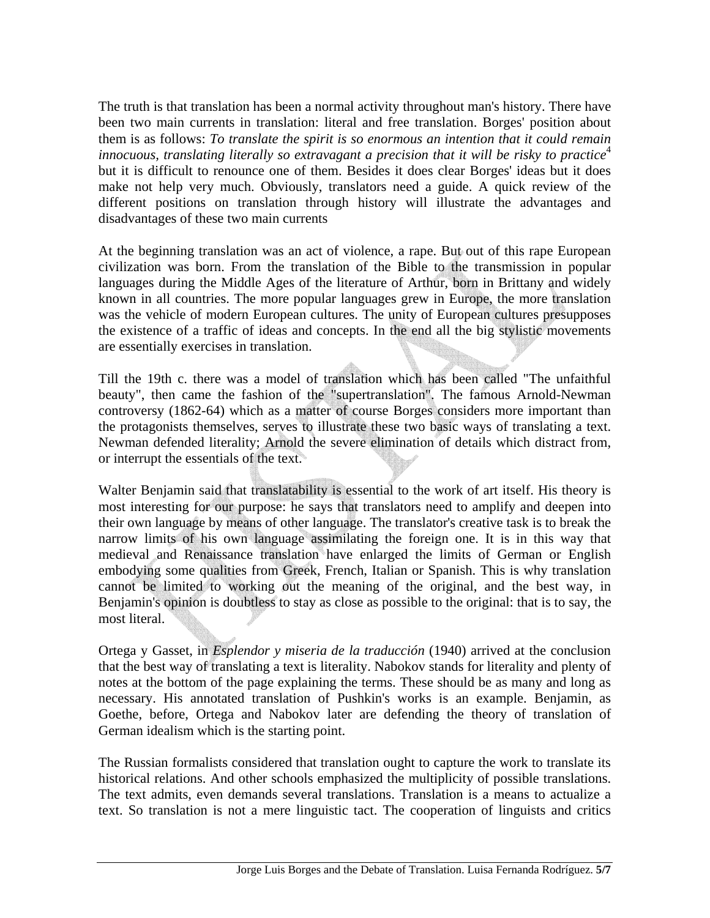The truth is that translation has been a normal activity throughout man's history. There have been two main currents in translation: literal and free translation. Borges' position about them is as follows: *To translate the spirit is so enormous an intention that it could remain innocuous, translating literally so extravagant a precision that it will be risky to practice*[4] but it is difficult to renounce one of them. Besides it does clear Borges' ideas but it does make not help very much. Obviously, translators need a guide. A quick review of the different positions on translation through history will illustrate the advantages and disadvantages of these two main currents

At the beginning translation was an act of violence, a rape. But out of this rape European civilization was born. From the translation of the Bible to the transmission in popular languages during the Middle Ages of the literature of Arthur, born in Brittany and widely known in all countries. The more popular languages grew in Europe, the more translation was the vehicle of modern European cultures. The unity of European cultures presupposes the existence of a traffic of ideas and concepts. In the end all the big stylistic movements are essentially exercises in translation.

Till the 19th c. there was a model of translation which has been called "The unfaithful beauty", then came the fashion of the "supertranslation". The famous Arnold-Newman controversy (1862-64) which as a matter of course Borges considers more important than the protagonists themselves, serves to illustrate these two basic ways of translating a text. Newman defended literality; Arnold the severe elimination of details which distract from, or interrupt the essentials of the text.

Walter Benjamin said that translatability is essential to the work of art itself. His theory is most interesting for our purpose: he says that translators need to amplify and deepen into their own language by means of other language. The translator's creative task is to break the narrow limits of his own language assimilating the foreign one. It is in this way that medieval and Renaissance translation have enlarged the limits of German or English embodying some qualities from Greek, French, Italian or Spanish. This is why translation cannot be limited to working out the meaning of the original, and the best way, in Benjamin's opinion is doubtless to stay as close as possible to the original: that is to say, the most literal.

Ortega y Gasset, in *Esplendor y miseria de la traducción* (1940) arrived at the conclusion that the best way of translating a text is literality. Nabokov stands for literality and plenty of notes at the bottom of the page explaining the terms. These should be as many and long as necessary. His annotated translation of Pushkin's works is an example. Benjamin, as Goethe, before, Ortega and Nabokov later are defending the theory of translation of German idealism which is the starting point.

The Russian formalists considered that translation ought to capture the work to translate its historical relations. And other schools emphasized the multiplicity of possible translations. The text admits, even demands several translations. Translation is a means to actualize a text. So translation is not a mere linguistic tact. The cooperation of linguists and critics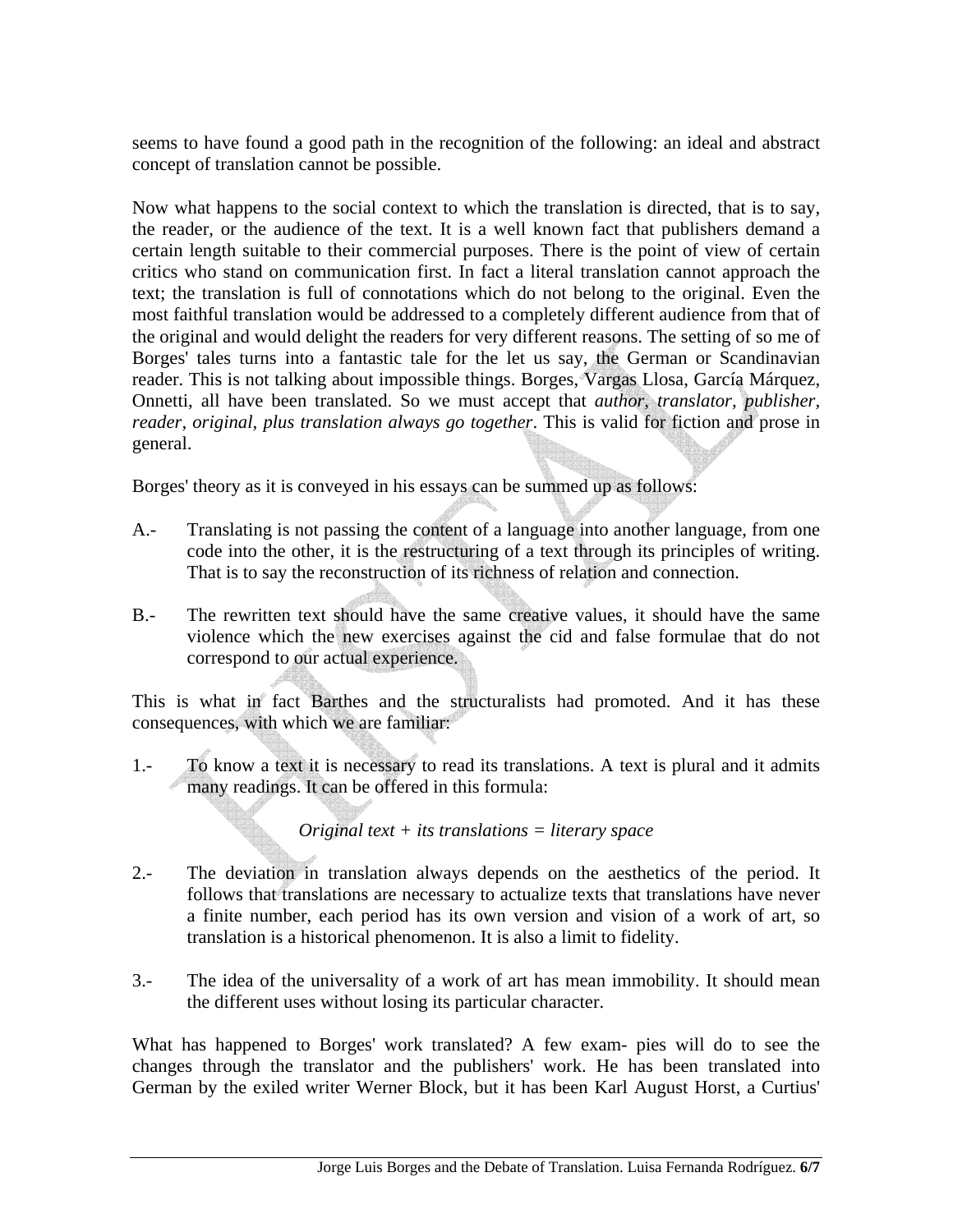seems to have found a good path in the recognition of the following: an ideal and abstract concept of translation cannot be possible.

Now what happens to the social context to which the translation is directed, that is to say, the reader, or the audience of the text. It is a well known fact that publishers demand a certain length suitable to their commercial purposes. There is the point of view of certain critics who stand on communication first. In fact a literal translation cannot approach the text; the translation is full of connotations which do not belong to the original. Even the most faithful translation would be addressed to a completely different audience from that of the original and would delight the readers for very different reasons. The setting of so me of Borges' tales turns into a fantastic tale for the let us say, the German or Scandinavian reader. This is not talking about impossible things. Borges, Vargas Llosa, García Márquez, Onnetti, all have been translated. So we must accept that *author, translator, publisher, reader, original, plus translation always go together*. This is valid for fiction and prose in general.

Borges' theory as it is conveyed in his essays can be summed up as follows:

A.- Translating is not passing the content of a language into another language, from one code into the other, it is the restructuring of a text through its principles of writing. That is to say the reconstruction of its richness of relation and connection.

B.- The rewritten text should have the same creative values, it should have the same violence which the new exercises against the cid and false formulae that do not correspond to our actual experience.

This is what in fact Barthes and the structuralists had promoted. And it has these consequences, with which we are familiar:

1.- To know a text it is necessary to read its translations. A text is plural and it admits many readings. It can be offered in this formula:

*Original text + its translations = literary space*

2.- The deviation in translation always depends on the aesthetics of the period. It follows that translations are necessary to actualize texts that translations have never a finite number, each period has its own version and vision of a work of art, so translation is a historical phenomenon. It is also a limit to fidelity.

3.- The idea of the universality of a work of art has mean immobility. It should mean the different uses without losing its particular character.

What has happened to Borges' work translated? A few exam- pies will do to see the changes through the translator and the publishers' work. He has been translated into German by the exiled writer Werner Block, but it has been Karl August Horst, a Curtius'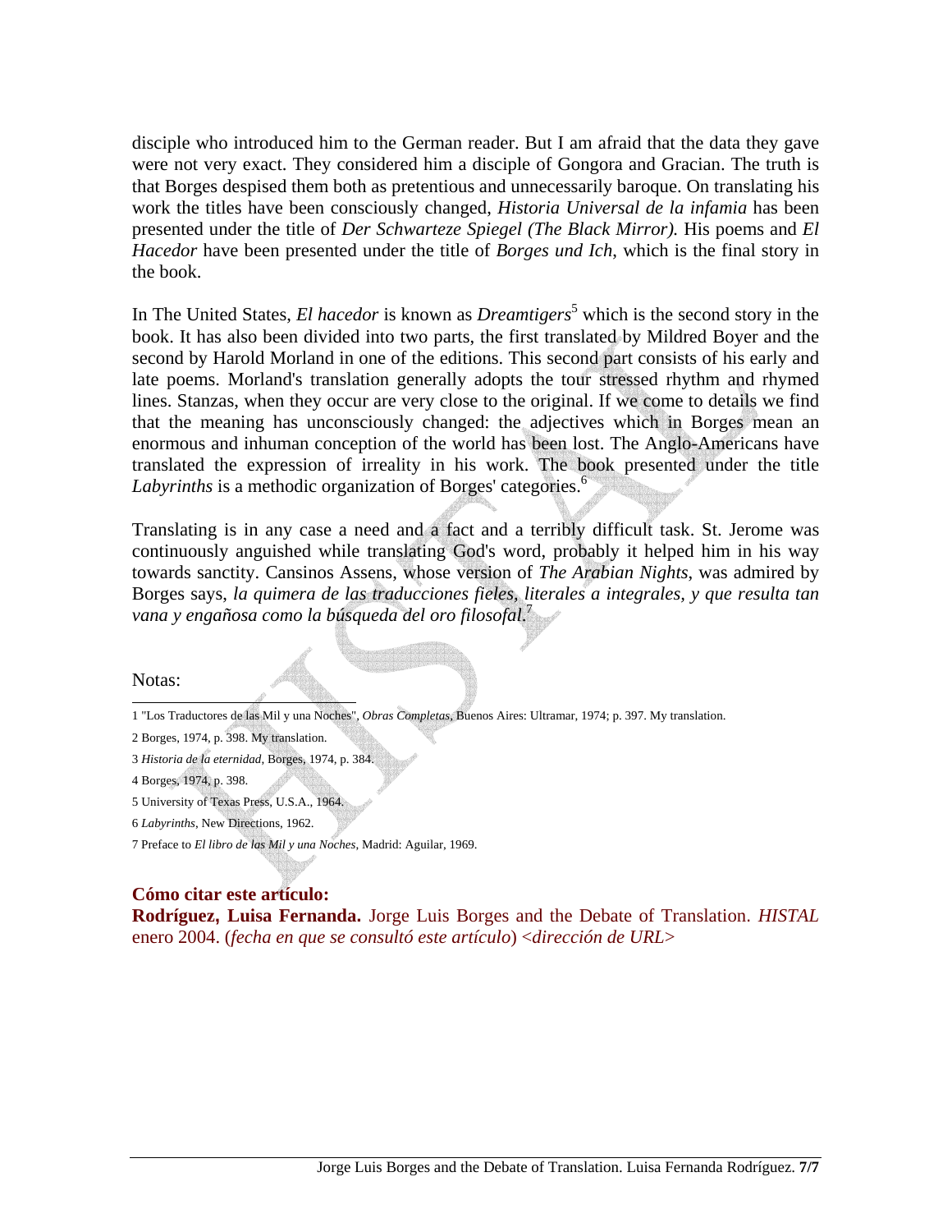disciple who introduced him to the German reader. But I am afraid that the data they gave were not very exact. They considered him a disciple of Gongora and Gracian. The truth is that Borges despised them both as pretentious and unnecessarily baroque. On translating his work the titles have been consciously changed, *Historia Universal de la infamia* has been presented under the title of *Der Schwarteze Spiegel (The Black Mirror).* His poems and *El Hacedor* have been presented under the title of *Borges und Ich*, which is the final story in the book.

In The United States, *El hacedor* is known as *Dreamtigers*[5] which is the second story in the book. It has also been divided into two parts, the first translated by Mildred Boyer and the second by Harold Morland in one of the editions. This second part consists of his early and late poems. Morland's translation generally adopts the tour stressed rhythm and rhymed lines. Stanzas, when they occur are very close to the original. If we come to details we find that the meaning has unconsciously changed: the adjectives which in Borges mean an enormous and inhuman conception of the world has been lost. The Anglo-Americans have translated the expression of irreality in his work. The book presented under the title *Labyrinths* is a methodic organization of Borges' categories.[6]

Translating is in any case a need and a fact and a terribly difficult task. St. Jerome was continuously anguished while translating God's word, probably it helped him in his way towards sanctity. Cansinos Assens, whose version of *The Arabian Nights*, was admired by Borges says, *la quimera de las traducciones fieles, literales a integrales, y que resulta tan vana y engañosa como la búsqueda del oro filosofal*.[7]

Notas:

1 "Los Traductores de las Mil y una Noches", *Obras Completas*, Buenos Aires: Ultramar, 1974; p. 397. My translation.

2 Borges, 1974, p. 398. My translation.

3 *Historia de la eternidad*, Borges, 1974, p. 384.

4 Borges, 1974, p. 398.

5 University of Texas Press, U.S.A., 1964.

6 *Labyrinths*, New Directions, 1962.

7 Preface to *El libro de las Mil y una Noches*, Madrid: Aguilar, 1969.

**Cómo citar este artículo:**

**Rodríguez, Luisa Fernanda.** Jorge Luis Borges and the Debate of Translation. *HISTAL* enero 2004. (*fecha en que se consultó este artículo*) <*dirección de URL*>